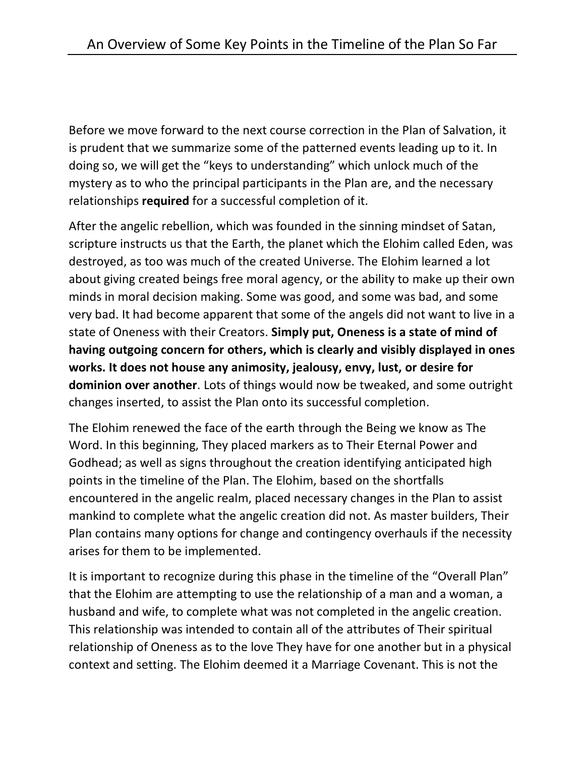# An Overview of Some Key Points in the Timeline of the Plan So Far

Before we move forward to the next course correction in the Plan of Salvation, it is prudent that we summarize some of the patterned events leading up to it. In doing so, we will get the "keys to understanding" which unlock much of the mystery as to who the principal participants in the Plan are, and the necessary relationships **required** for a successful completion of it.

After the angelic rebellion, which was founded in the sinning mindset of Satan, scripture instructs us that the Earth, the planet which the Elohim called Eden, was destroyed, as too was much of the created Universe. The Elohim learned a lot about giving created beings free moral agency, or the ability to make up their own minds in moral decision making. Some was good, and some was bad, and some very bad. It had become apparent that some of the angels did not want to live in a state of Oneness with their Creators. **Simply put, Oneness is a state of mind of having outgoing concern for others, which is clearly and visibly displayed in ones works. It does not house any animosity, jealousy, envy, lust, or desire for dominion over another**. Lots of things would now be tweaked, and some outright changes inserted, to assist the Plan onto its successful completion.

The Elohim renewed the face of the earth through the Being we know as The Word. In this beginning, They placed markers as to Their Eternal Power and Godhead; as well as signs throughout the creation identifying anticipated high points in the timeline of the Plan. The Elohim, based on the shortfalls encountered in the angelic realm, placed necessary changes in the Plan to assist mankind to complete what the angelic creation did not. As master builders, Their Plan contains many options for change and contingency overhauls if the necessity arises for them to be implemented.

It is important to recognize during this phase in the timeline of the "Overall Plan" that the Elohim are attempting to use the relationship of a man and a woman, a husband and wife, to complete what was not completed in the angelic creation. This relationship was intended to contain all of the attributes of Their spiritual relationship of Oneness as to the love They have for one another but in a physical context and setting. The Elohim deemed it a Marriage Covenant. This is not the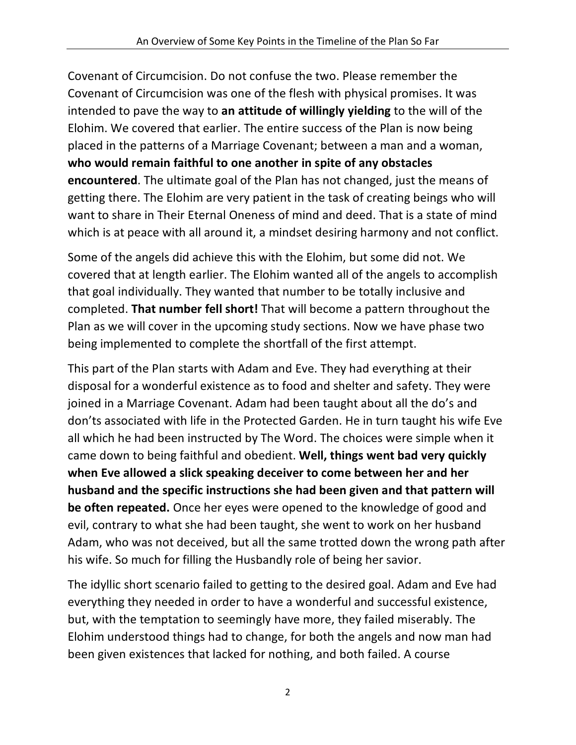Covenant of Circumcision. Do not confuse the two. Please remember the Covenant of Circumcision was one of the flesh with physical promises. It was intended to pave the way to **an attitude of willingly yielding** to the will of the Elohim. We covered that earlier. The entire success of the Plan is now being placed in the patterns of a Marriage Covenant; between a man and a woman, **who would remain faithful to one another in spite of any obstacles encountered**. The ultimate goal of the Plan has not changed, just the means of getting there. The Elohim are very patient in the task of creating beings who will want to share in Their Eternal Oneness of mind and deed. That is a state of mind which is at peace with all around it, a mindset desiring harmony and not conflict.

Some of the angels did achieve this with the Elohim, but some did not. We covered that at length earlier. The Elohim wanted all of the angels to accomplish that goal individually. They wanted that number to be totally inclusive and completed. **That number fell short!** That will become a pattern throughout the Plan as we will cover in the upcoming study sections. Now we have phase two being implemented to complete the shortfall of the first attempt.

This part of the Plan starts with Adam and Eve. They had everything at their disposal for a wonderful existence as to food and shelter and safety. They were joined in a Marriage Covenant. Adam had been taught about all the do's and don'ts associated with life in the Protected Garden. He in turn taught his wife Eve all which he had been instructed by The Word. The choices were simple when it came down to being faithful and obedient. **Well, things went bad very quickly when Eve allowed a slick speaking deceiver to come between her and her husband and the specific instructions she had been given and that pattern will be often repeated.** Once her eyes were opened to the knowledge of good and evil, contrary to what she had been taught, she went to work on her husband Adam, who was not deceived, but all the same trotted down the wrong path after his wife. So much for filling the Husbandly role of being her savior.

The idyllic short scenario failed to getting to the desired goal. Adam and Eve had everything they needed in order to have a wonderful and successful existence, but, with the temptation to seemingly have more, they failed miserably. The Elohim understood things had to change, for both the angels and now man had been given existences that lacked for nothing, and both failed. A course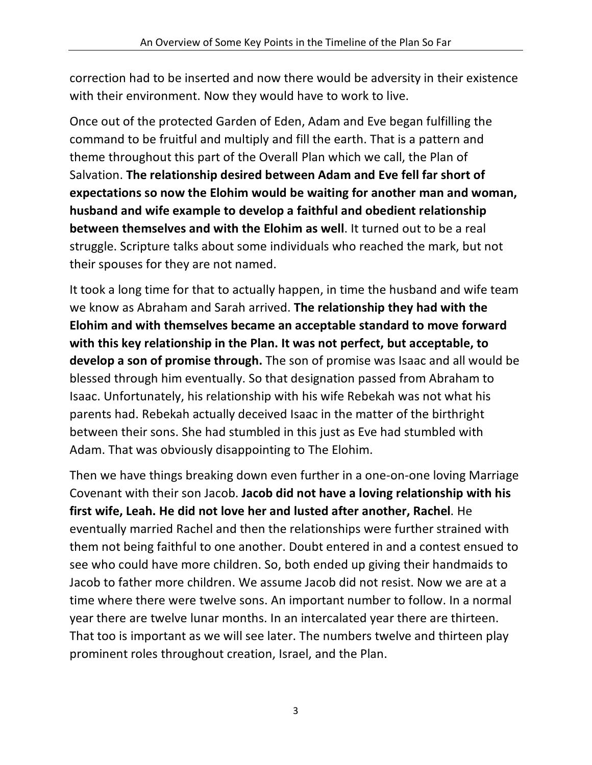correction had to be inserted and now there would be adversity in their existence with their environment. Now they would have to work to live.

Once out of the protected Garden of Eden, Adam and Eve began fulfilling the command to be fruitful and multiply and fill the earth. That is a pattern and theme throughout this part of the Overall Plan which we call, the Plan of Salvation. **The relationship desired between Adam and Eve fell far short of expectations so now the Elohim would be waiting for another man and woman, husband and wife example to develop a faithful and obedient relationship between themselves and with the Elohim as well**. It turned out to be a real struggle. Scripture talks about some individuals who reached the mark, but not their spouses for they are not named.

It took a long time for that to actually happen, in time the husband and wife team we know as Abraham and Sarah arrived. **The relationship they had with the Elohim and with themselves became an acceptable standard to move forward with this key relationship in the Plan. It was not perfect, but acceptable, to develop a son of promise through.** The son of promise was Isaac and all would be blessed through him eventually. So that designation passed from Abraham to Isaac. Unfortunately, his relationship with his wife Rebekah was not what his parents had. Rebekah actually deceived Isaac in the matter of the birthright between their sons. She had stumbled in this just as Eve had stumbled with Adam. That was obviously disappointing to The Elohim.

Then we have things breaking down even further in a one-on-one loving Marriage Covenant with their son Jacob. **Jacob did not have a loving relationship with his first wife, Leah. He did not love her and lusted after another, Rachel**. He eventually married Rachel and then the relationships were further strained with them not being faithful to one another. Doubt entered in and a contest ensued to see who could have more children. So, both ended up giving their handmaids to Jacob to father more children. We assume Jacob did not resist. Now we are at a time where there were twelve sons. An important number to follow. In a normal year there are twelve lunar months. In an intercalated year there are thirteen. That too is important as we will see later. The numbers twelve and thirteen play prominent roles throughout creation, Israel, and the Plan.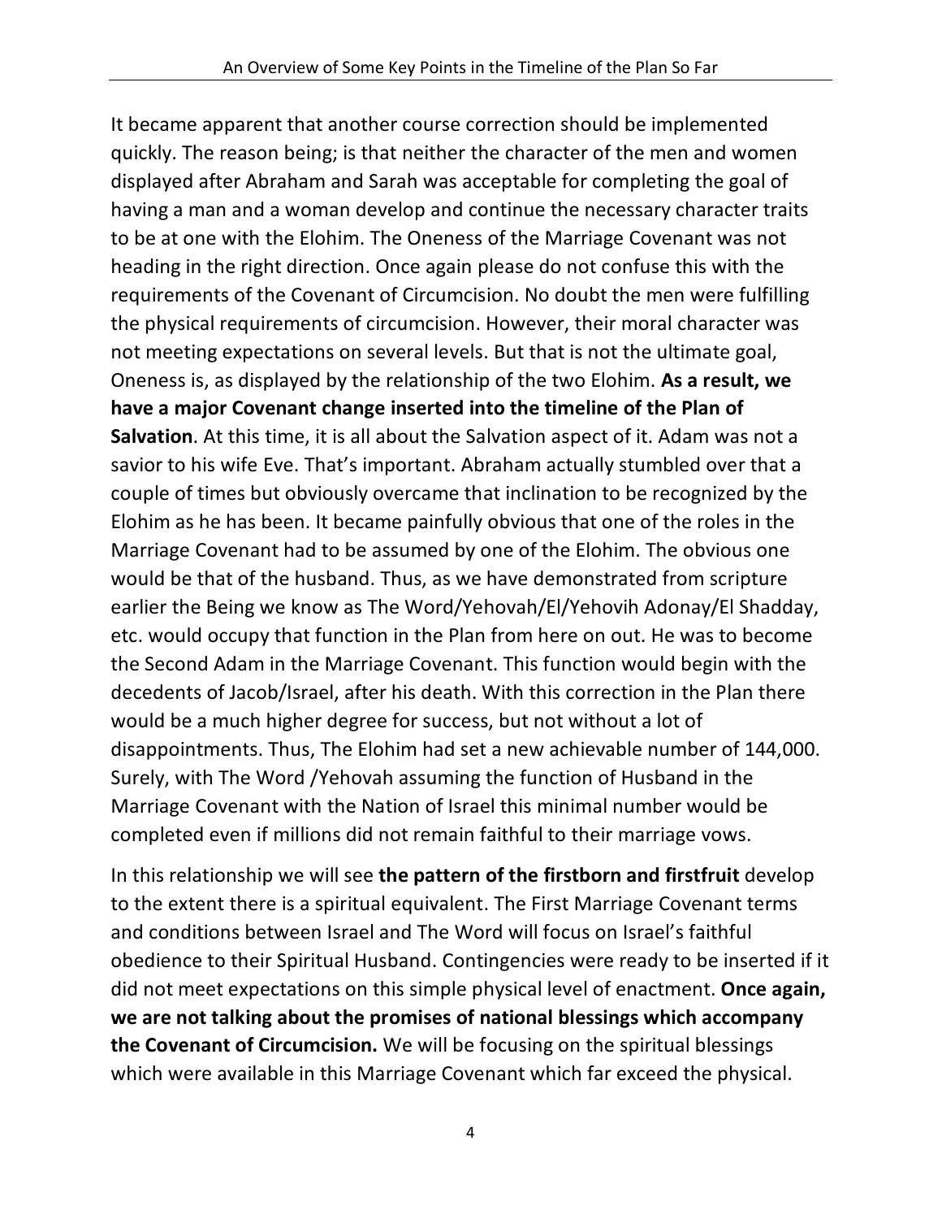It became apparent that another course correction should be implemented quickly. The reason being; is that neither the character of the men and women displayed after Abraham and Sarah was acceptable for completing the goal of having a man and a woman develop and continue the necessary character traits to be at one with the Elohim. The Oneness of the Marriage Covenant was not heading in the right direction. Once again please do not confuse this with the requirements of the Covenant of Circumcision. No doubt the men were fulfilling the physical requirements of circumcision. However, their moral character was not meeting expectations on several levels. But that is not the ultimate goal, Oneness is, as displayed by the relationship of the two Elohim. **As a result, we have a major Covenant change inserted into the timeline of the Plan of Salvation**. At this time, it is all about the Salvation aspect of it. Adam was not a savior to his wife Eve. That's important. Abraham actually stumbled over that a couple of times but obviously overcame that inclination to be recognized by the Elohim as he has been. It became painfully obvious that one of the roles in the Marriage Covenant had to be assumed by one of the Elohim. The obvious one would be that of the husband. Thus, as we have demonstrated from scripture earlier the Being we know as The Word/Yehovah/El/Yehovih Adonay/El Shadday, etc. would occupy that function in the Plan from here on out. He was to become the Second Adam in the Marriage Covenant. This function would begin with the decedents of Jacob/Israel, after his death. With this correction in the Plan there would be a much higher degree for success, but not without a lot of disappointments. Thus, The Elohim had set a new achievable number of 144,000. Surely, with The Word /Yehovah assuming the function of Husband in the Marriage Covenant with the Nation of Israel this minimal number would be completed even if millions did not remain faithful to their marriage vows.

In this relationship we will see **the pattern of the firstborn and firstfruit** develop to the extent there is a spiritual equivalent. The First Marriage Covenant terms and conditions between Israel and The Word will focus on Israel's faithful obedience to their Spiritual Husband. Contingencies were ready to be inserted if it did not meet expectations on this simple physical level of enactment. **Once again, we are not talking about the promises of national blessings which accompany the Covenant of Circumcision.** We will be focusing on the spiritual blessings which were available in this Marriage Covenant which far exceed the physical.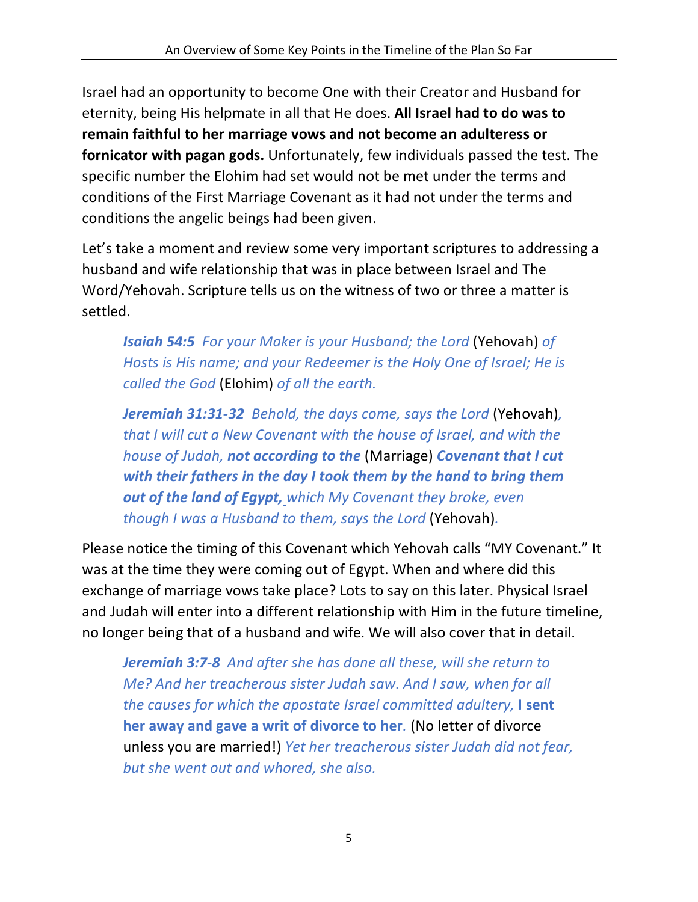Israel had an opportunity to become One with their Creator and Husband for eternity, being His helpmate in all that He does. **All Israel had to do was to remain faithful to her marriage vows and not become an adulteress or fornicator with pagan gods.** Unfortunately, few individuals passed the test. The specific number the Elohim had set would not be met under the terms and conditions of the First Marriage Covenant as it had not under the terms and conditions the angelic beings had been given.

Let's take a moment and review some very important scriptures to addressing a husband and wife relationship that was in place between Israel and The Word/Yehovah. Scripture tells us on the witness of two or three a matter is settled.

> ***Isaiah 54:5*** *For your Maker is your Husband; the Lord* (Yehovah) *of Hosts is His name; and your Redeemer is the Holy One of Israel; He is called the God* (Elohim) *of all the earth.*

> ***Jeremiah 31:31-32*** *Behold, the days come, says the Lord* (Yehovah)*, that I will cut a New Covenant with the house of Israel, and with the house of Judah,* ***not according to the*** (Marriage) ***Covenant that I cut with their fathers in the day I took them by the hand to bring them out of the land of Egypt,*** *which My Covenant they broke, even though I was a Husband to them, says the Lord* (Yehovah)*.*

Please notice the timing of this Covenant which Yehovah calls "MY Covenant." It was at the time they were coming out of Egypt. When and where did this exchange of marriage vows take place? Lots to say on this later. Physical Israel and Judah will enter into a different relationship with Him in the future timeline, no longer being that of a husband and wife. We will also cover that in detail.

> ***Jeremiah 3:7-8*** *And after she has done all these, will she return to Me? And her treacherous sister Judah saw. And I saw, when for all the causes for which the apostate Israel committed adultery,* **I sent her away and gave a writ of divorce to her**. (No letter of divorce unless you are married!) *Yet her treacherous sister Judah did not fear, but she went out and whored, she also.*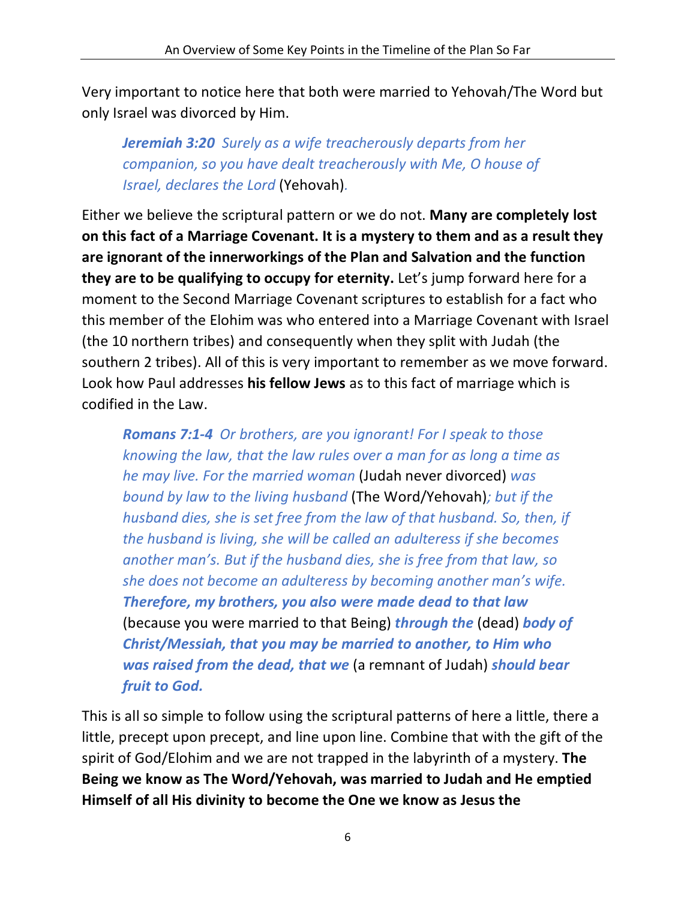Very important to notice here that both were married to Yehovah/The Word but only Israel was divorced by Him.

> ***Jeremiah 3:20*** *Surely as a wife treacherously departs from her companion, so you have dealt treacherously with Me, O house of Israel, declares the Lord* (Yehovah)*.*

Either we believe the scriptural pattern or we do not. **Many are completely lost on this fact of a Marriage Covenant. It is a mystery to them and as a result they are ignorant of the innerworkings of the Plan and Salvation and the function they are to be qualifying to occupy for eternity.** Let's jump forward here for a moment to the Second Marriage Covenant scriptures to establish for a fact who this member of the Elohim was who entered into a Marriage Covenant with Israel (the 10 northern tribes) and consequently when they split with Judah (the southern 2 tribes). All of this is very important to remember as we move forward. Look how Paul addresses **his fellow Jews** as to this fact of marriage which is codified in the Law.

> ***Romans 7:1-4*** *Or brothers, are you ignorant! For I speak to those knowing the law, that the law rules over a man for as long a time as he may live. For the married woman* (Judah never divorced) *was bound by law to the living husband* (The Word/Yehovah)*; but if the husband dies, she is set free from the law of that husband. So, then, if the husband is living, she will be called an adulteress if she becomes another man's. But if the husband dies, she is free from that law, so she does not become an adulteress by becoming another man's wife.* ***Therefore, my brothers, you also were made dead to that law*** (because you were married to that Being) ***through the*** (dead) ***body of Christ/Messiah, that you may be married to another, to Him who was raised from the dead, that we*** (a remnant of Judah) ***should bear fruit to God.***

This is all so simple to follow using the scriptural patterns of here a little, there a little, precept upon precept, and line upon line. Combine that with the gift of the spirit of God/Elohim and we are not trapped in the labyrinth of a mystery. **The Being we know as The Word/Yehovah, was married to Judah and He emptied Himself of all His divinity to become the One we know as Jesus the**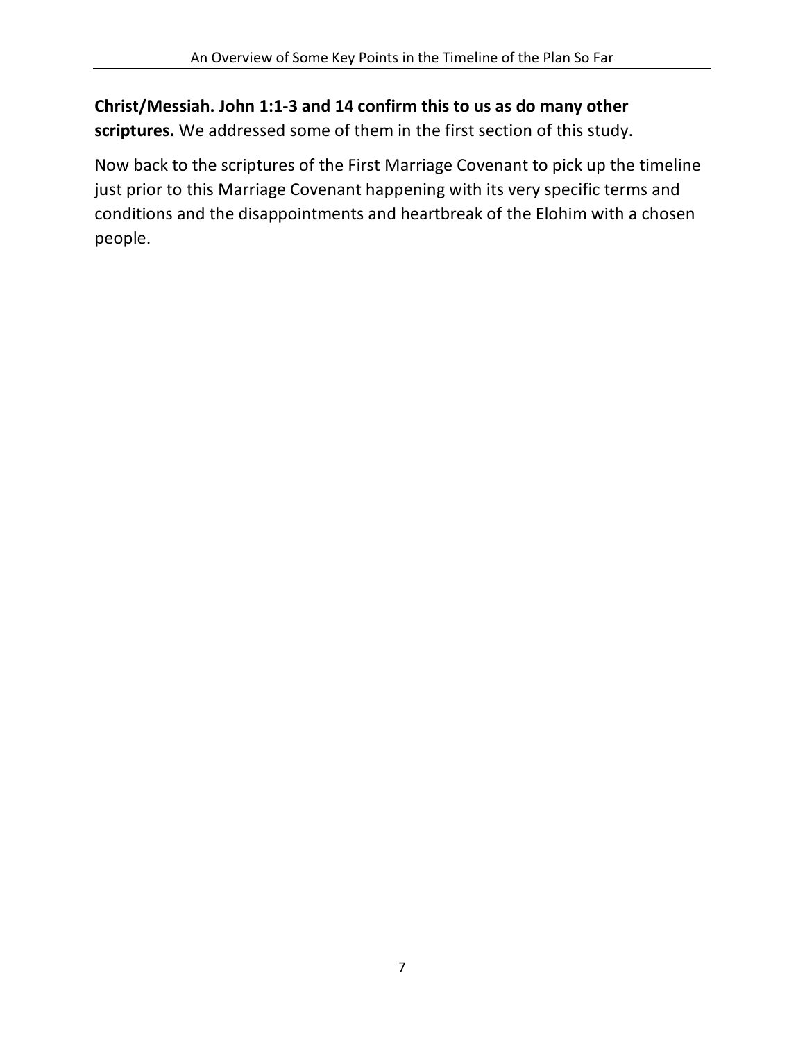**Christ/Messiah. John 1:1-3 and 14 confirm this to us as do many other scriptures.** We addressed some of them in the first section of this study.

Now back to the scriptures of the First Marriage Covenant to pick up the timeline just prior to this Marriage Covenant happening with its very specific terms and conditions and the disappointments and heartbreak of the Elohim with a chosen people.